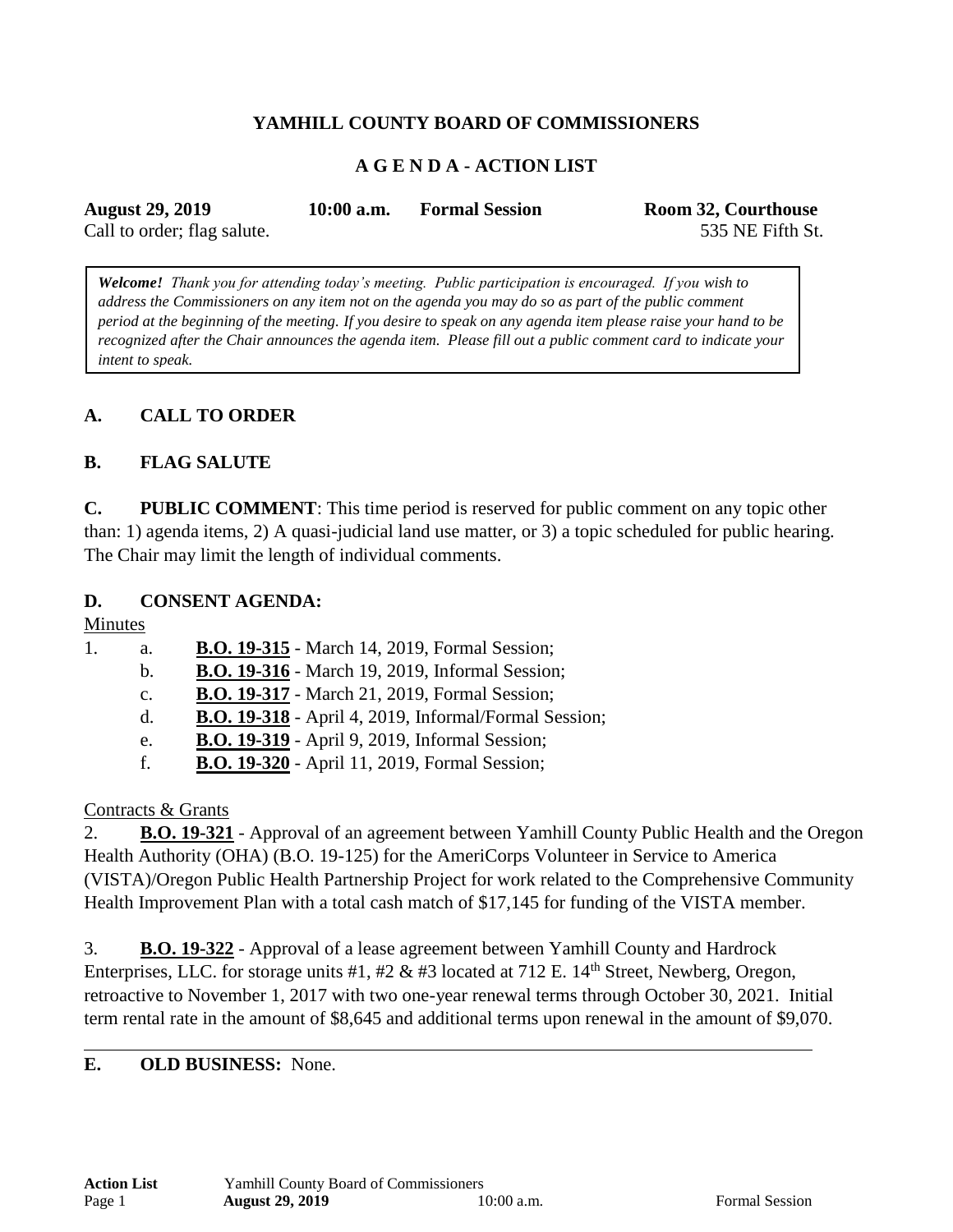# YAMHILL COUNTY BOARD OF COMMISSIONERS

## A G E N D A - ACTION LIST

**August 29, 2019** **10:00 a.m.** **Formal Session** **Room 32, Courthouse**
Call to order; flag salute. 535 NE Fifth St.

> ***Welcome!*** *Thank you for attending today's meeting. Public participation is encouraged. If you wish to address the Commissioners on any item not on the agenda you may do so as part of the public comment period at the beginning of the meeting. If you desire to speak on any agenda item please raise your hand to be recognized after the Chair announces the agenda item. Please fill out a public comment card to indicate your intent to speak.*

### A. CALL TO ORDER

### B. FLAG SALUTE

**C. PUBLIC COMMENT**: This time period is reserved for public comment on any topic other than: 1) agenda items, 2) A quasi-judicial land use matter, or 3) a topic scheduled for public hearing. The Chair may limit the length of individual comments.

### D. CONSENT AGENDA:

Minutes

1. a. **B.O. 19-315** - March 14, 2019, Formal Session;
   b. **B.O. 19-316** - March 19, 2019, Informal Session;
   c. **B.O. 19-317** - March 21, 2019, Formal Session;
   d. **B.O. 19-318** - April 4, 2019, Informal/Formal Session;
   e. **B.O. 19-319** - April 9, 2019, Informal Session;
   f. **B.O. 19-320** - April 11, 2019, Formal Session;

Contracts & Grants

2. **B.O. 19-321** - Approval of an agreement between Yamhill County Public Health and the Oregon Health Authority (OHA) (B.O. 19-125) for the AmeriCorps Volunteer in Service to America (VISTA)/Oregon Public Health Partnership Project for work related to the Comprehensive Community Health Improvement Plan with a total cash match of $17,145 for funding of the VISTA member.

3. **B.O. 19-322** - Approval of a lease agreement between Yamhill County and Hardrock Enterprises, LLC. for storage units #1, #2 & #3 located at 712 E. 14th Street, Newberg, Oregon, retroactive to November 1, 2017 with two one-year renewal terms through October 30, 2021. Initial term rental rate in the amount of $8,645 and additional terms upon renewal in the amount of $9,070.

---

**E. OLD BUSINESS:** None.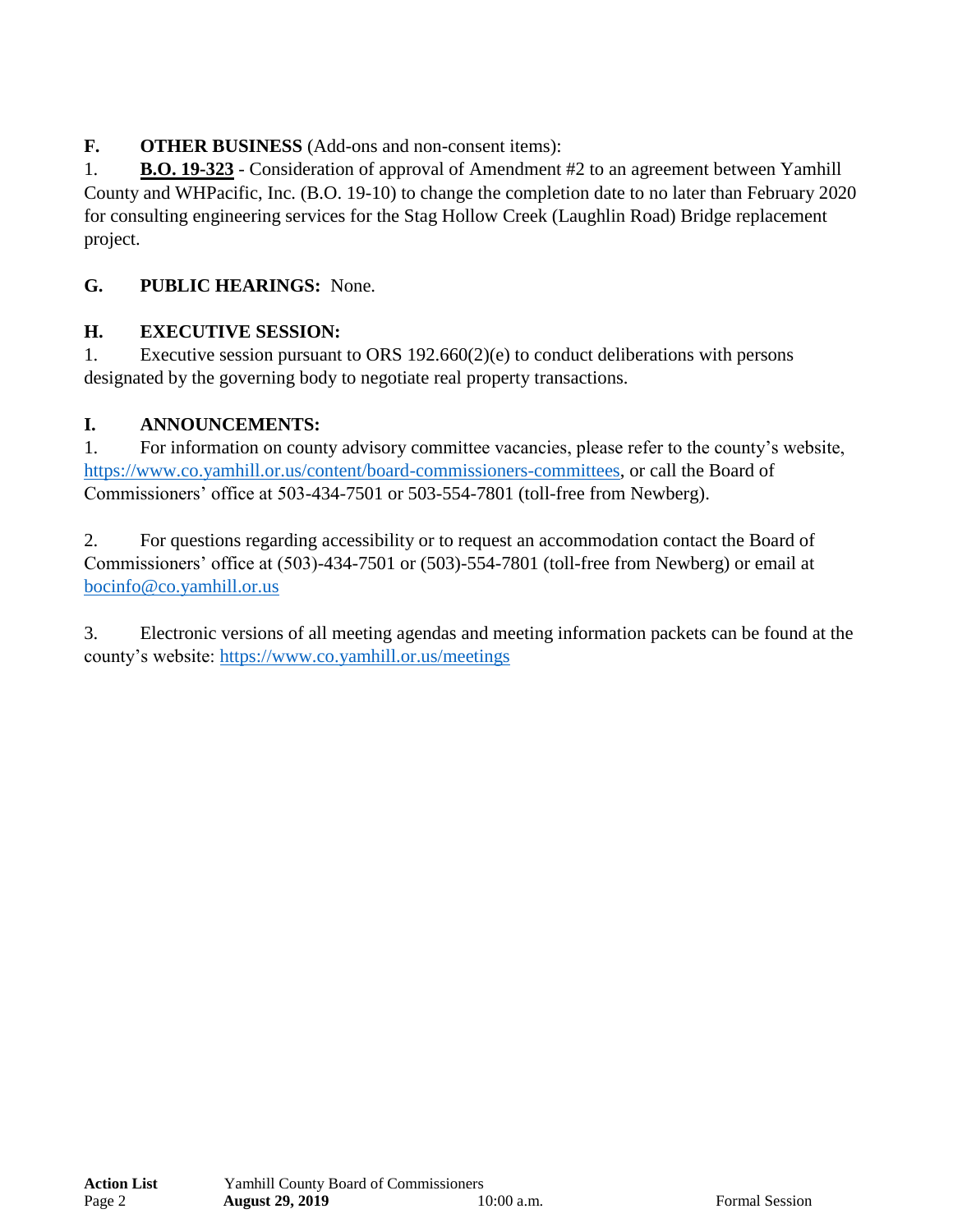**F. OTHER BUSINESS** (Add-ons and non-consent items):

1. **B.O. 19-323** - Consideration of approval of Amendment #2 to an agreement between Yamhill County and WHPacific, Inc. (B.O. 19-10) to change the completion date to no later than February 2020 for consulting engineering services for the Stag Hollow Creek (Laughlin Road) Bridge replacement project.

**G. PUBLIC HEARINGS:** None.

**H. EXECUTIVE SESSION:**

1. Executive session pursuant to ORS 192.660(2)(e) to conduct deliberations with persons designated by the governing body to negotiate real property transactions.

**I. ANNOUNCEMENTS:**

1. For information on county advisory committee vacancies, please refer to the county's website, https://www.co.yamhill.or.us/content/board-commissioners-committees, or call the Board of Commissioners' office at 503-434-7501 or 503-554-7801 (toll-free from Newberg).

2. For questions regarding accessibility or to request an accommodation contact the Board of Commissioners' office at (503)-434-7501 or (503)-554-7801 (toll-free from Newberg) or email at bocinfo@co.yamhill.or.us

3. Electronic versions of all meeting agendas and meeting information packets can be found at the county's website: https://www.co.yamhill.or.us/meetings